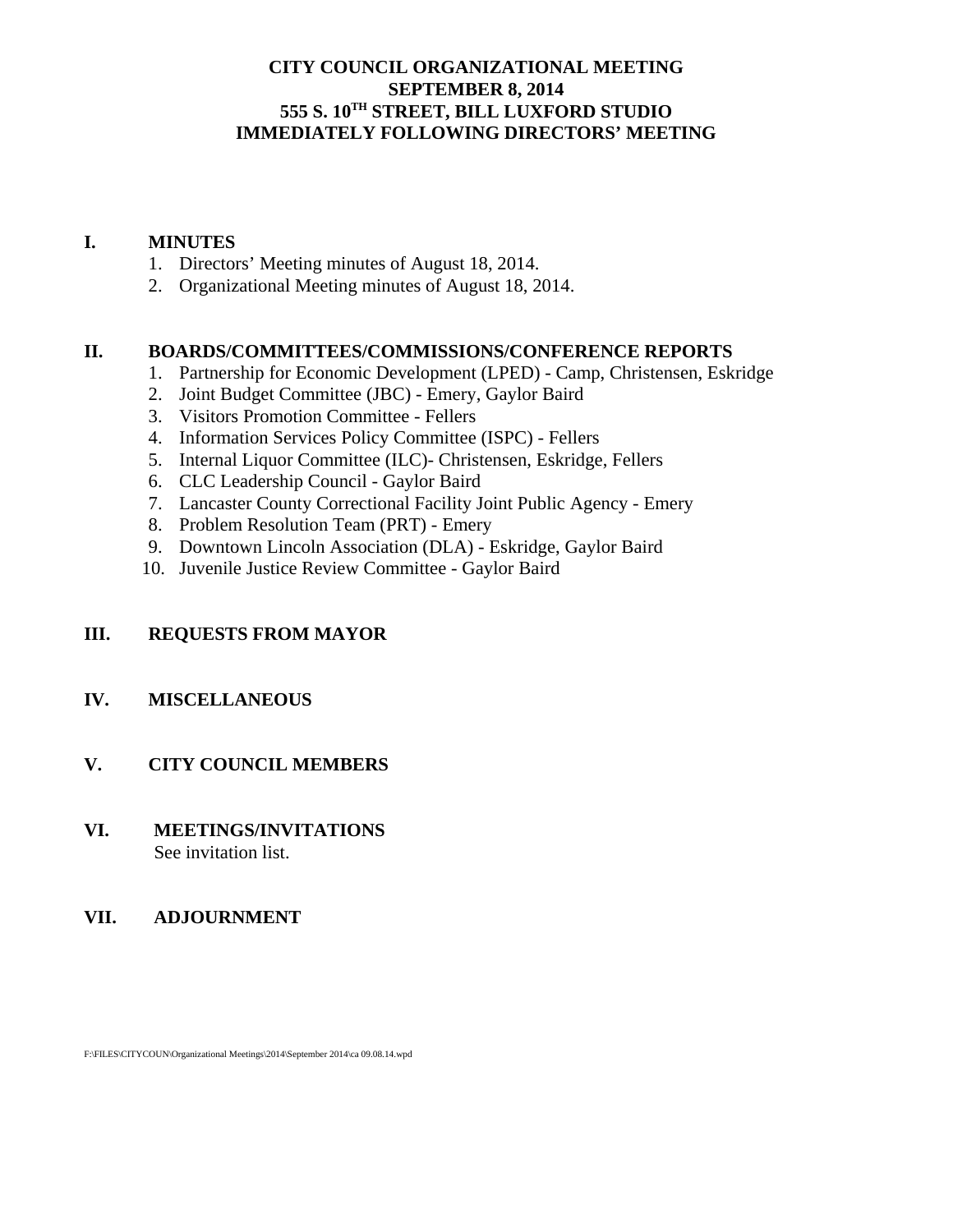**CITY COUNCIL ORGANIZATIONAL MEETING**
**SEPTEMBER 8, 2014**
**555 S. 10TH STREET, BILL LUXFORD STUDIO**
**IMMEDIATELY FOLLOWING DIRECTORS' MEETING**

## I. MINUTES

1. Directors' Meeting minutes of August 18, 2014.
2. Organizational Meeting minutes of August 18, 2014.

## II. BOARDS/COMMITTEES/COMMISSIONS/CONFERENCE REPORTS

1. Partnership for Economic Development (LPED) - Camp, Christensen, Eskridge
2. Joint Budget Committee (JBC) - Emery, Gaylor Baird
3. Visitors Promotion Committee - Fellers
4. Information Services Policy Committee (ISPC) - Fellers
5. Internal Liquor Committee (ILC)- Christensen, Eskridge, Fellers
6. CLC Leadership Council - Gaylor Baird
7. Lancaster County Correctional Facility Joint Public Agency - Emery
8. Problem Resolution Team (PRT) - Emery
9. Downtown Lincoln Association (DLA) - Eskridge, Gaylor Baird
10. Juvenile Justice Review Committee - Gaylor Baird

## III. REQUESTS FROM MAYOR

## IV. MISCELLANEOUS

## V. CITY COUNCIL MEMBERS

## VI. MEETINGS/INVITATIONS

See invitation list.

## VII. ADJOURNMENT

F:\FILES\CITYCOUN\Organizational Meetings\2014\September 2014\ca 09.08.14.wpd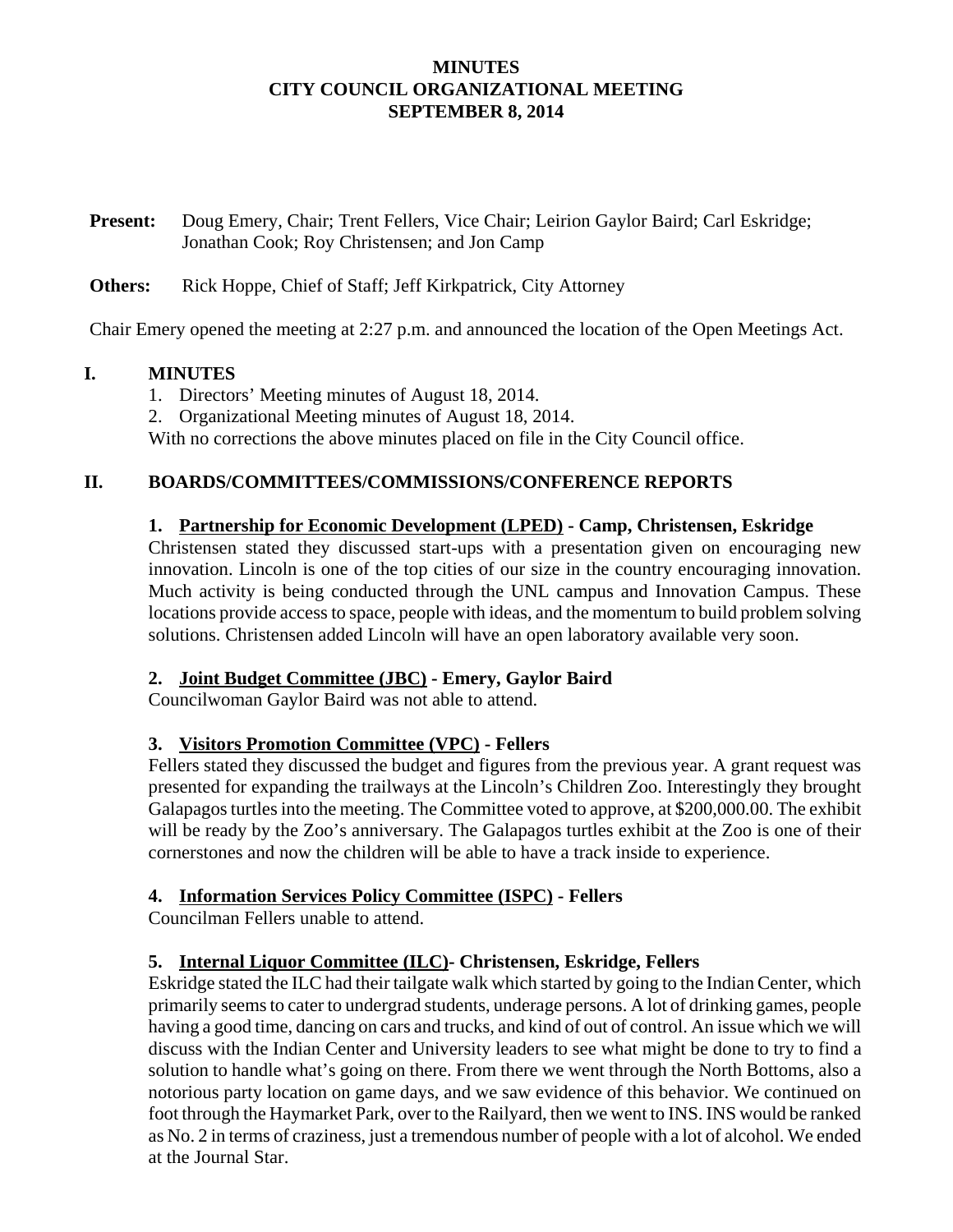**MINUTES**
**CITY COUNCIL ORGANIZATIONAL MEETING**
**SEPTEMBER 8, 2014**

**Present:** Doug Emery, Chair; Trent Fellers, Vice Chair; Leirion Gaylor Baird; Carl Eskridge; Jonathan Cook; Roy Christensen; and Jon Camp

**Others:** Rick Hoppe, Chief of Staff; Jeff Kirkpatrick, City Attorney

Chair Emery opened the meeting at 2:27 p.m. and announced the location of the Open Meetings Act.

## I. MINUTES

1. Directors' Meeting minutes of August 18, 2014.
2. Organizational Meeting minutes of August 18, 2014.

With no corrections the above minutes placed on file in the City Council office.

## II. BOARDS/COMMITTEES/COMMISSIONS/CONFERENCE REPORTS

### 1. Partnership for Economic Development (LPED) - Camp, Christensen, Eskridge

Christensen stated they discussed start-ups with a presentation given on encouraging new innovation. Lincoln is one of the top cities of our size in the country encouraging innovation. Much activity is being conducted through the UNL campus and Innovation Campus. These locations provide access to space, people with ideas, and the momentum to build problem solving solutions. Christensen added Lincoln will have an open laboratory available very soon.

### 2. Joint Budget Committee (JBC) - Emery, Gaylor Baird

Councilwoman Gaylor Baird was not able to attend.

### 3. Visitors Promotion Committee (VPC) - Fellers

Fellers stated they discussed the budget and figures from the previous year. A grant request was presented for expanding the trailways at the Lincoln's Children Zoo. Interestingly they brought Galapagos turtles into the meeting. The Committee voted to approve, at $200,000.00. The exhibit will be ready by the Zoo's anniversary. The Galapagos turtles exhibit at the Zoo is one of their cornerstones and now the children will be able to have a track inside to experience.

### 4. Information Services Policy Committee (ISPC) - Fellers

Councilman Fellers unable to attend.

### 5. Internal Liquor Committee (ILC)- Christensen, Eskridge, Fellers

Eskridge stated the ILC had their tailgate walk which started by going to the Indian Center, which primarily seems to cater to undergrad students, underage persons. A lot of drinking games, people having a good time, dancing on cars and trucks, and kind of out of control. An issue which we will discuss with the Indian Center and University leaders to see what might be done to try to find a solution to handle what's going on there. From there we went through the North Bottoms, also a notorious party location on game days, and we saw evidence of this behavior. We continued on foot through the Haymarket Park, over to the Railyard, then we went to INS. INS would be ranked as No. 2 in terms of craziness, just a tremendous number of people with a lot of alcohol. We ended at the Journal Star.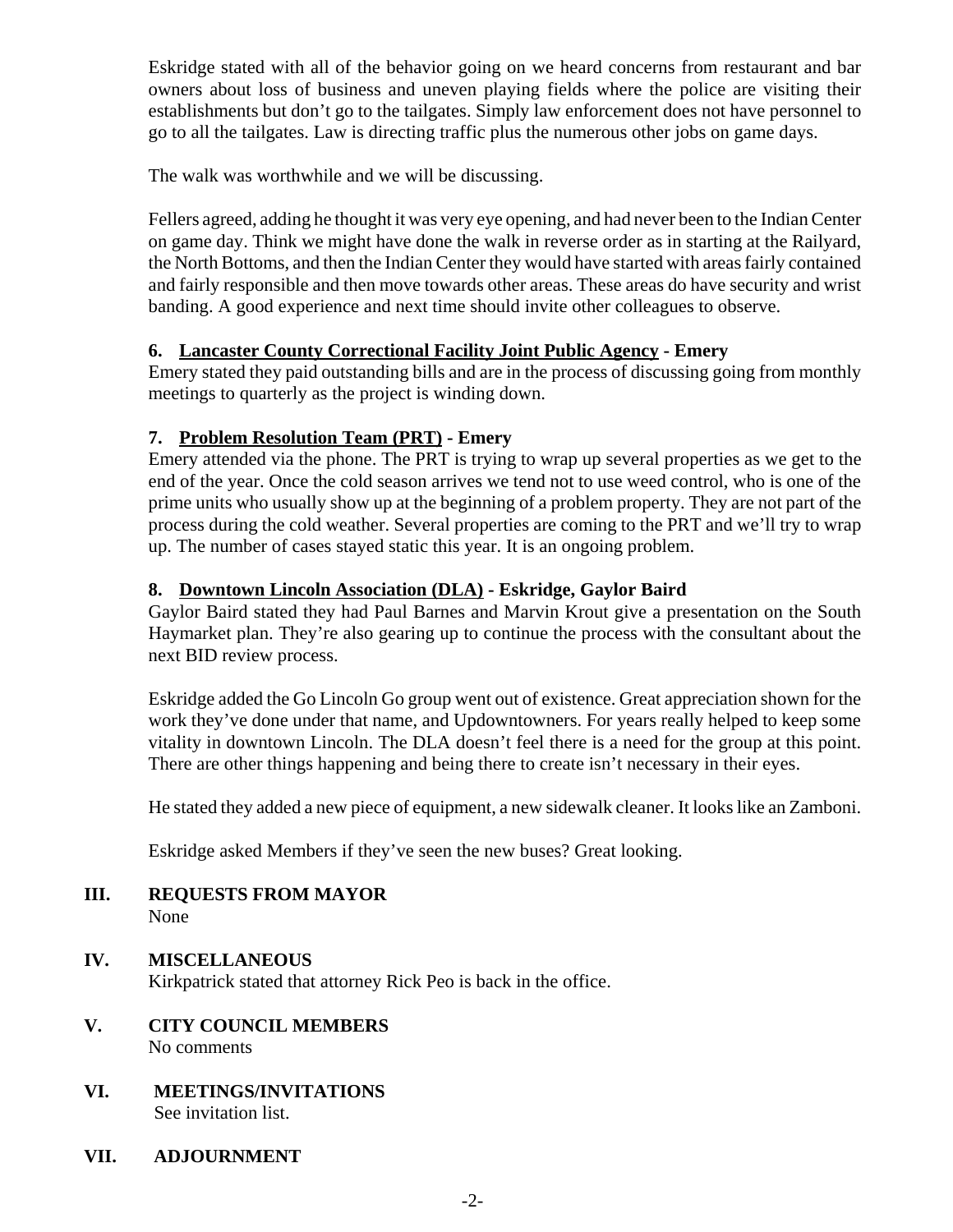Eskridge stated with all of the behavior going on we heard concerns from restaurant and bar owners about loss of business and uneven playing fields where the police are visiting their establishments but don't go to the tailgates. Simply law enforcement does not have personnel to go to all the tailgates. Law is directing traffic plus the numerous other jobs on game days.

The walk was worthwhile and we will be discussing.

Fellers agreed, adding he thought it was very eye opening, and had never been to the Indian Center on game day. Think we might have done the walk in reverse order as in starting at the Railyard, the North Bottoms, and then the Indian Center they would have started with areas fairly contained and fairly responsible and then move towards other areas. These areas do have security and wrist banding. A good experience and next time should invite other colleagues to observe.

**6. <u>Lancaster County Correctional Facility Joint Public Agency</u> - Emery**

Emery stated they paid outstanding bills and are in the process of discussing going from monthly meetings to quarterly as the project is winding down.

**7. <u>Problem Resolution Team (PRT)</u> - Emery**

Emery attended via the phone. The PRT is trying to wrap up several properties as we get to the end of the year. Once the cold season arrives we tend not to use weed control, who is one of the prime units who usually show up at the beginning of a problem property. They are not part of the process during the cold weather. Several properties are coming to the PRT and we'll try to wrap up. The number of cases stayed static this year. It is an ongoing problem.

**8. <u>Downtown Lincoln Association (DLA)</u> - Eskridge, Gaylor Baird**

Gaylor Baird stated they had Paul Barnes and Marvin Krout give a presentation on the South Haymarket plan. They're also gearing up to continue the process with the consultant about the next BID review process.

Eskridge added the Go Lincoln Go group went out of existence. Great appreciation shown for the work they've done under that name, and Updowntowners. For years really helped to keep some vitality in downtown Lincoln. The DLA doesn't feel there is a need for the group at this point. There are other things happening and being there to create isn't necessary in their eyes.

He stated they added a new piece of equipment, a new sidewalk cleaner. It looks like an Zamboni.

Eskridge asked Members if they've seen the new buses? Great looking.

## III. REQUESTS FROM MAYOR

None

## IV. MISCELLANEOUS

Kirkpatrick stated that attorney Rick Peo is back in the office.

## V. CITY COUNCIL MEMBERS

No comments

## VI. MEETINGS/INVITATIONS

See invitation list.

## VII. ADJOURNMENT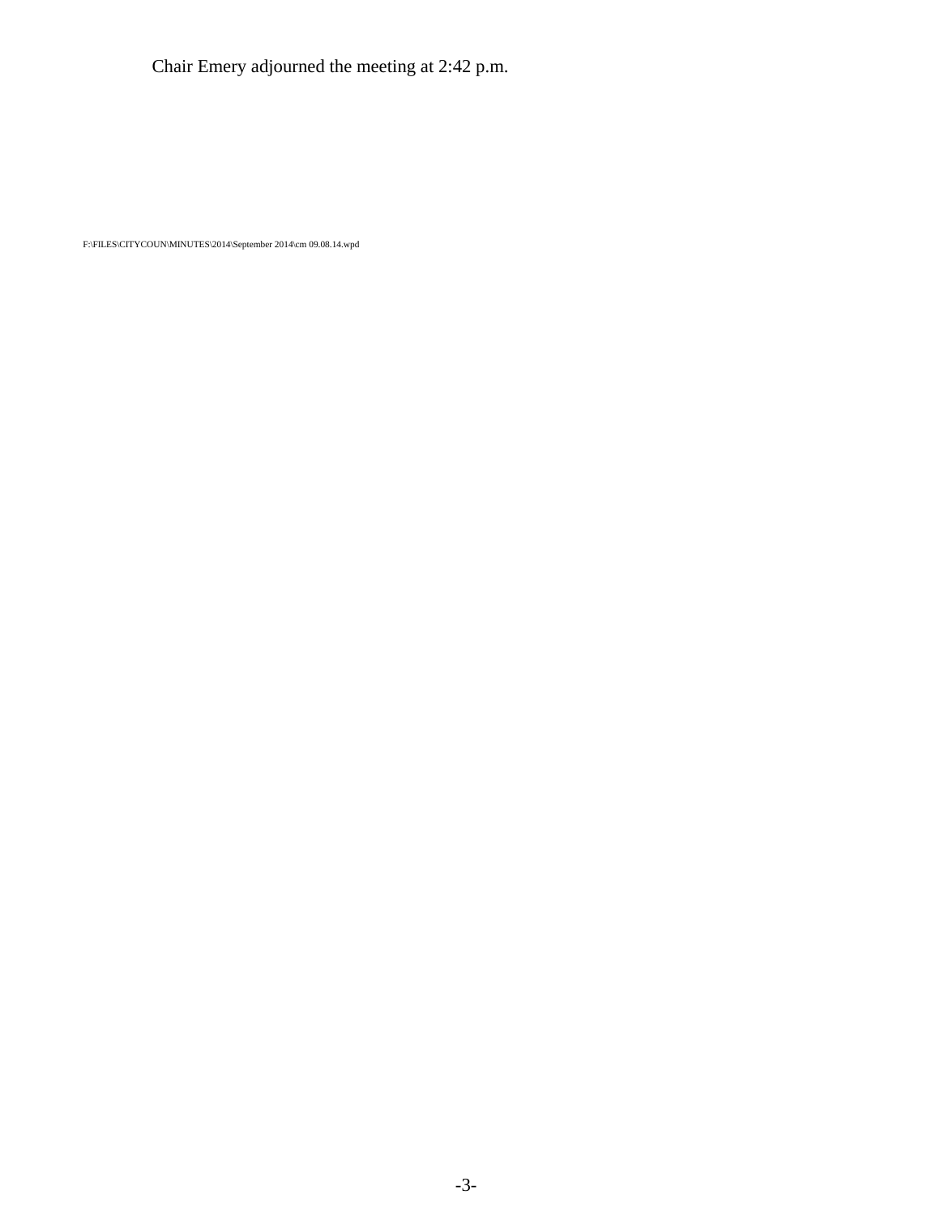Chair Emery adjourned the meeting at 2:42 p.m.

F:\FILES\CITYCOUN\MINUTES\2014\September 2014\cm 09.08.14.wpd